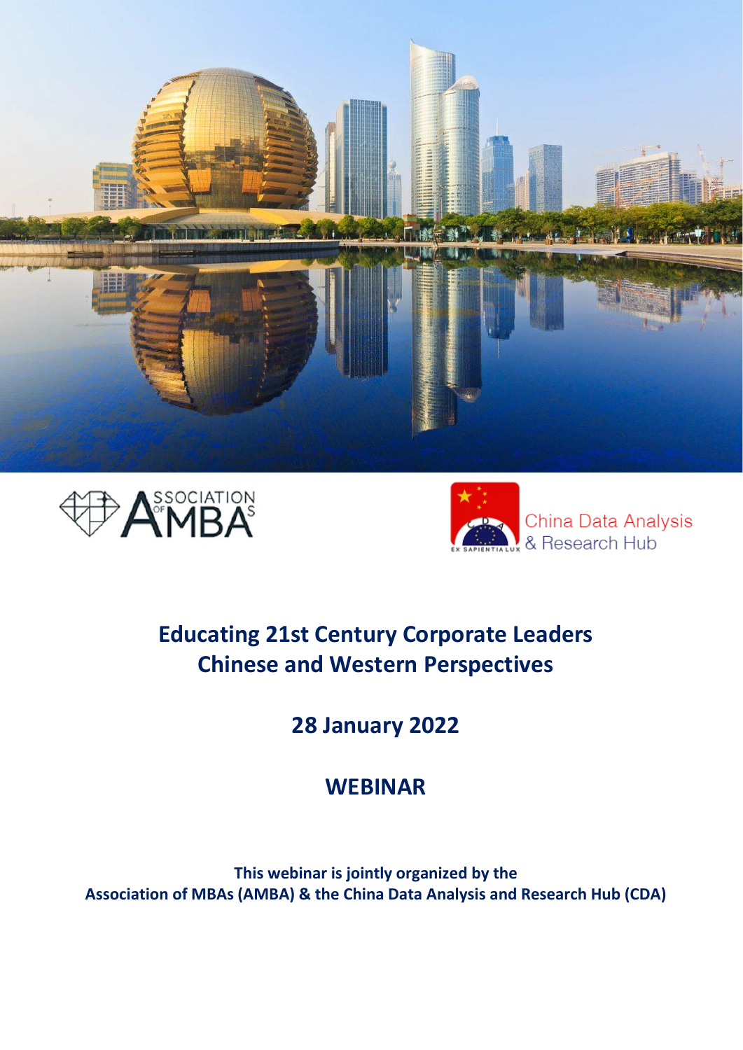# Educating 21st Century Corporate Leaders
# Chinese and Western Perspectives

## 28 January 2022

## WEBINAR

**This webinar is jointly organized by the Association of MBAs (AMBA) & the China Data Analysis and Research Hub (CDA)**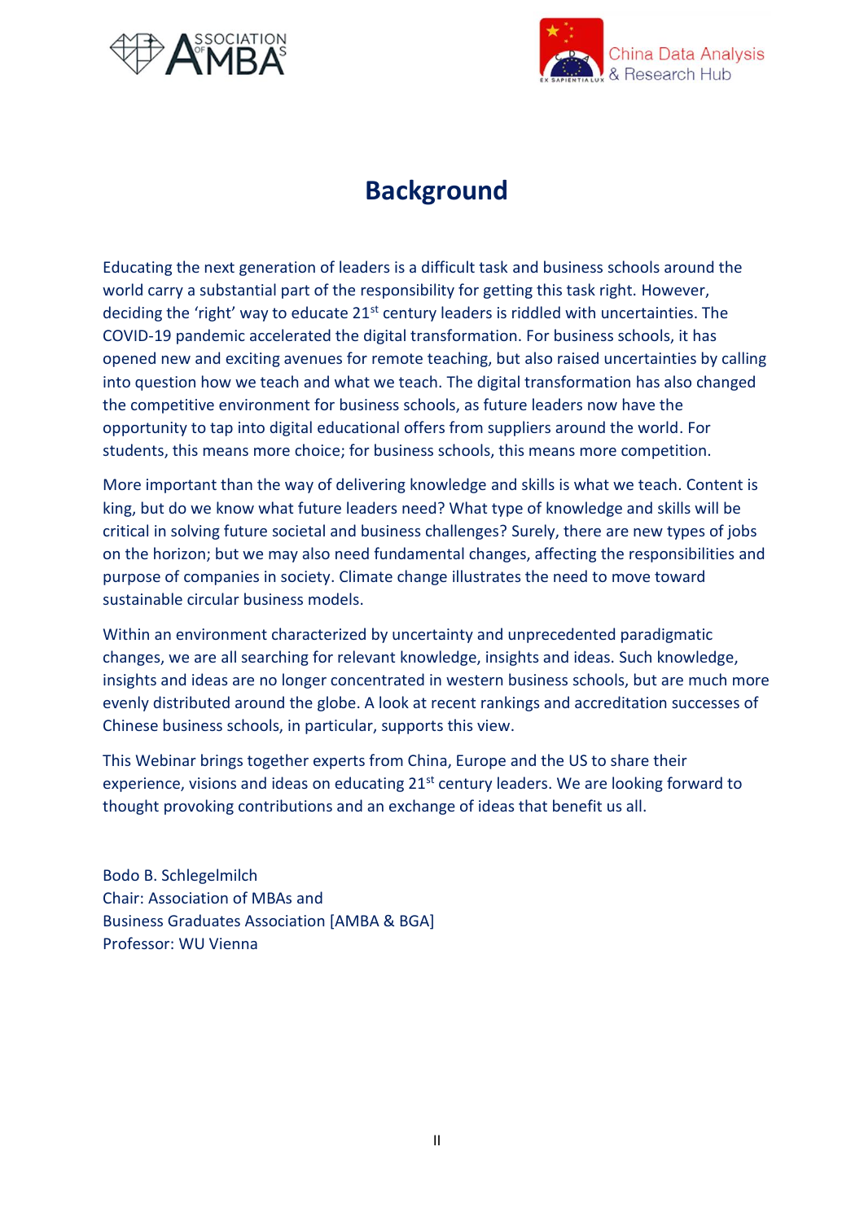# Background

Educating the next generation of leaders is a difficult task and business schools around the world carry a substantial part of the responsibility for getting this task right. However, deciding the 'right' way to educate 21st century leaders is riddled with uncertainties. The COVID-19 pandemic accelerated the digital transformation. For business schools, it has opened new and exciting avenues for remote teaching, but also raised uncertainties by calling into question how we teach and what we teach. The digital transformation has also changed the competitive environment for business schools, as future leaders now have the opportunity to tap into digital educational offers from suppliers around the world. For students, this means more choice; for business schools, this means more competition.

More important than the way of delivering knowledge and skills is what we teach. Content is king, but do we know what future leaders need? What type of knowledge and skills will be critical in solving future societal and business challenges? Surely, there are new types of jobs on the horizon; but we may also need fundamental changes, affecting the responsibilities and purpose of companies in society. Climate change illustrates the need to move toward sustainable circular business models.

Within an environment characterized by uncertainty and unprecedented paradigmatic changes, we are all searching for relevant knowledge, insights and ideas. Such knowledge, insights and ideas are no longer concentrated in western business schools, but are much more evenly distributed around the globe. A look at recent rankings and accreditation successes of Chinese business schools, in particular, supports this view.

This Webinar brings together experts from China, Europe and the US to share their experience, visions and ideas on educating 21st century leaders. We are looking forward to thought provoking contributions and an exchange of ideas that benefit us all.

Bodo B. Schlegelmilch  
Chair: Association of MBAs and  
Business Graduates Association [AMBA & BGA]  
Professor: WU Vienna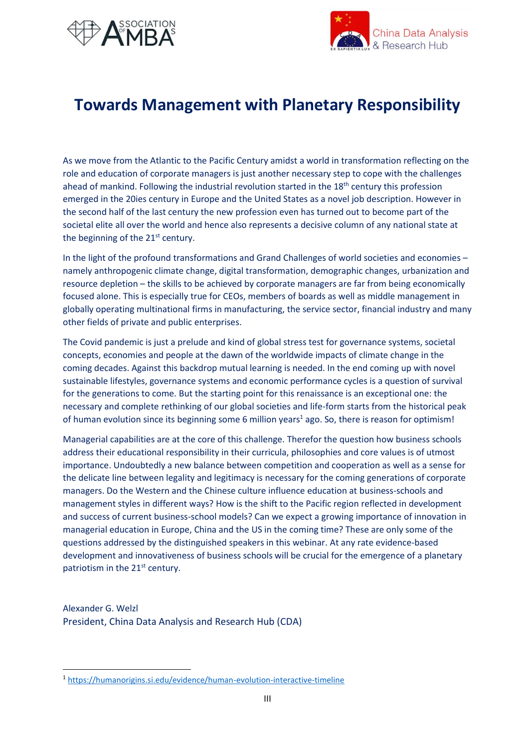# Towards Management with Planetary Responsibility

As we move from the Atlantic to the Pacific Century amidst a world in transformation reflecting on the role and education of corporate managers is just another necessary step to cope with the challenges ahead of mankind. Following the industrial revolution started in the 18th century this profession emerged in the 20ies century in Europe and the United States as a novel job description. However in the second half of the last century the new profession even has turned out to become part of the societal elite all over the world and hence also represents a decisive column of any national state at the beginning of the 21st century.

In the light of the profound transformations and Grand Challenges of world societies and economies – namely anthropogenic climate change, digital transformation, demographic changes, urbanization and resource depletion – the skills to be achieved by corporate managers are far from being economically focused alone. This is especially true for CEOs, members of boards as well as middle management in globally operating multinational firms in manufacturing, the service sector, financial industry and many other fields of private and public enterprises.

The Covid pandemic is just a prelude and kind of global stress test for governance systems, societal concepts, economies and people at the dawn of the worldwide impacts of climate change in the coming decades. Against this backdrop mutual learning is needed. In the end coming up with novel sustainable lifestyles, governance systems and economic performance cycles is a question of survival for the generations to come. But the starting point for this renaissance is an exceptional one: the necessary and complete rethinking of our global societies and life-form starts from the historical peak of human evolution since its beginning some 6 million years[1] ago. So, there is reason for optimism!

Managerial capabilities are at the core of this challenge. Therefor the question how business schools address their educational responsibility in their curricula, philosophies and core values is of utmost importance. Undoubtedly a new balance between competition and cooperation as well as a sense for the delicate line between legality and legitimacy is necessary for the coming generations of corporate managers. Do the Western and the Chinese culture influence education at business-schools and management styles in different ways? How is the shift to the Pacific region reflected in development and success of current business-school models? Can we expect a growing importance of innovation in managerial education in Europe, China and the US in the coming time? These are only some of the questions addressed by the distinguished speakers in this webinar. At any rate evidence-based development and innovativeness of business schools will be crucial for the emergence of a planetary patriotism in the 21st century.

Alexander G. Welzl
President, China Data Analysis and Research Hub (CDA)

[1] https://humanorigins.si.edu/evidence/human-evolution-interactive-timeline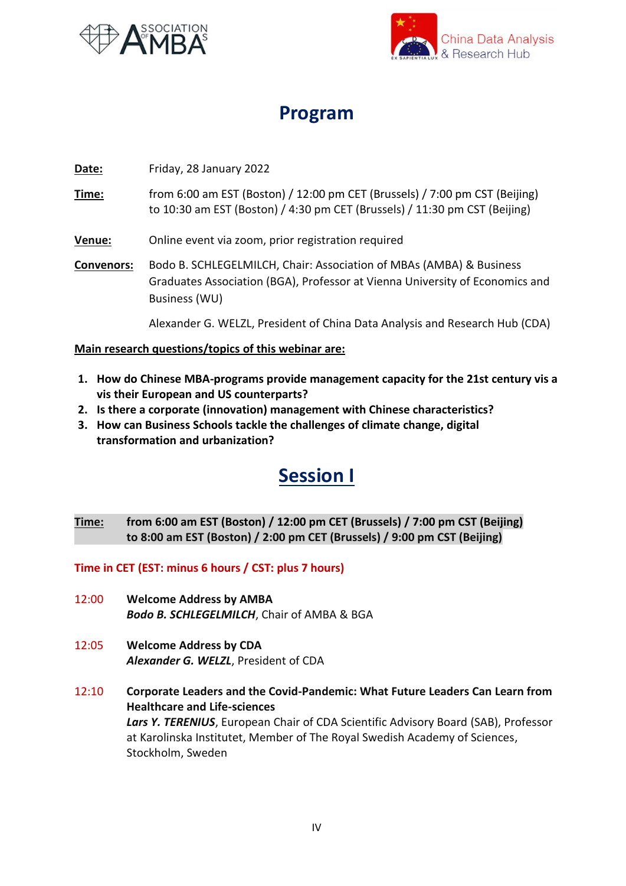# Program

**Date:** Friday, 28 January 2022

**Time:** from 6:00 am EST (Boston) / 12:00 pm CET (Brussels) / 7:00 pm CST (Beijing) to 10:30 am EST (Boston) / 4:30 pm CET (Brussels) / 11:30 pm CST (Beijing)

**Venue:** Online event via zoom, prior registration required

**Convenors:** Bodo B. SCHLEGELMILCH, Chair: Association of MBAs (AMBA) & Business Graduates Association (BGA), Professor at Vienna University of Economics and Business (WU)

Alexander G. WELZL, President of China Data Analysis and Research Hub (CDA)

**Main research questions/topics of this webinar are:**

1. **How do Chinese MBA-programs provide management capacity for the 21st century vis a vis their European and US counterparts?**
2. **Is there a corporate (innovation) management with Chinese characteristics?**
3. **How can Business Schools tackle the challenges of climate change, digital transformation and urbanization?**

## Session I

**Time:** **from 6:00 am EST (Boston) / 12:00 pm CET (Brussels) / 7:00 pm CST (Beijing) to 8:00 am EST (Boston) / 2:00 pm CET (Brussels) / 9:00 pm CST (Beijing)**

**Time in CET (EST: minus 6 hours / CST: plus 7 hours)**

12:00 **Welcome Address by AMBA**
***Bodo B. SCHLEGELMILCH***, Chair of AMBA & BGA

12:05 **Welcome Address by CDA**
***Alexander G. WELZL***, President of CDA

12:10 **Corporate Leaders and the Covid-Pandemic: What Future Leaders Can Learn from Healthcare and Life-sciences**
***Lars Y. TERENIUS***, European Chair of CDA Scientific Advisory Board (SAB), Professor at Karolinska Institutet, Member of The Royal Swedish Academy of Sciences, Stockholm, Sweden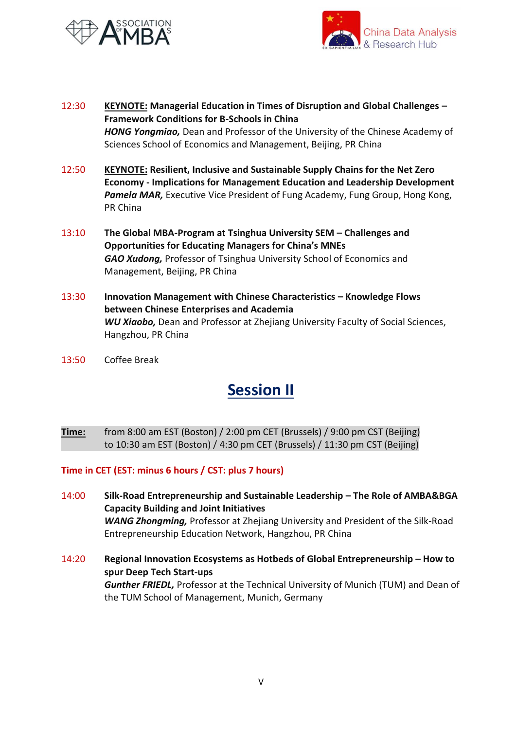12:30 **KEYNOTE: Managerial Education in Times of Disruption and Global Challenges – Framework Conditions for B-Schools in China**
***HONG Yongmiao,*** Dean and Professor of the University of the Chinese Academy of Sciences School of Economics and Management, Beijing, PR China

12:50 **KEYNOTE: Resilient, Inclusive and Sustainable Supply Chains for the Net Zero Economy - Implications for Management Education and Leadership Development**
***Pamela MAR,*** Executive Vice President of Fung Academy, Fung Group, Hong Kong, PR China

13:10 **The Global MBA-Program at Tsinghua University SEM – Challenges and Opportunities for Educating Managers for China's MNEs**
***GAO Xudong,*** Professor of Tsinghua University School of Economics and Management, Beijing, PR China

13:30 **Innovation Management with Chinese Characteristics – Knowledge Flows between Chinese Enterprises and Academia**
***WU Xiaobo,*** Dean and Professor at Zhejiang University Faculty of Social Sciences, Hangzhou, PR China

13:50 Coffee Break

## Session II

**Time:** from 8:00 am EST (Boston) / 2:00 pm CET (Brussels) / 9:00 pm CST (Beijing) to 10:30 am EST (Boston) / 4:30 pm CET (Brussels) / 11:30 pm CST (Beijing)

**Time in CET (EST: minus 6 hours / CST: plus 7 hours)**

14:00 **Silk-Road Entrepreneurship and Sustainable Leadership – The Role of AMBA&BGA Capacity Building and Joint Initiatives**
***WANG Zhongming,*** Professor at Zhejiang University and President of the Silk-Road Entrepreneurship Education Network, Hangzhou, PR China

14:20 **Regional Innovation Ecosystems as Hotbeds of Global Entrepreneurship – How to spur Deep Tech Start-ups**
***Gunther FRIEDL,*** Professor at the Technical University of Munich (TUM) and Dean of the TUM School of Management, Munich, Germany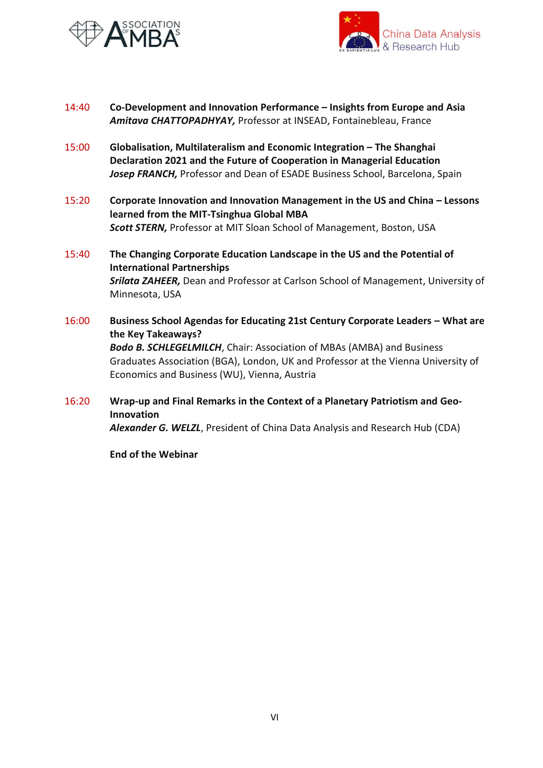14:40 **Co-Development and Innovation Performance – Insights from Europe and Asia**
***Amitava CHATTOPADHYAY,*** Professor at INSEAD, Fontainebleau, France

15:00 **Globalisation, Multilateralism and Economic Integration – The Shanghai Declaration 2021 and the Future of Cooperation in Managerial Education**
***Josep FRANCH,*** Professor and Dean of ESADE Business School, Barcelona, Spain

15:20 **Corporate Innovation and Innovation Management in the US and China – Lessons learned from the MIT-Tsinghua Global MBA**
***Scott STERN,*** Professor at MIT Sloan School of Management, Boston, USA

15:40 **The Changing Corporate Education Landscape in the US and the Potential of International Partnerships**
***Srilata ZAHEER,*** Dean and Professor at Carlson School of Management, University of Minnesota, USA

16:00 **Business School Agendas for Educating 21st Century Corporate Leaders – What are the Key Takeaways?**
***Bodo B. SCHLEGELMILCH***, Chair: Association of MBAs (AMBA) and Business Graduates Association (BGA), London, UK and Professor at the Vienna University of Economics and Business (WU), Vienna, Austria

16:20 **Wrap-up and Final Remarks in the Context of a Planetary Patriotism and Geo-Innovation**
***Alexander G. WELZL***, President of China Data Analysis and Research Hub (CDA)

**End of the Webinar**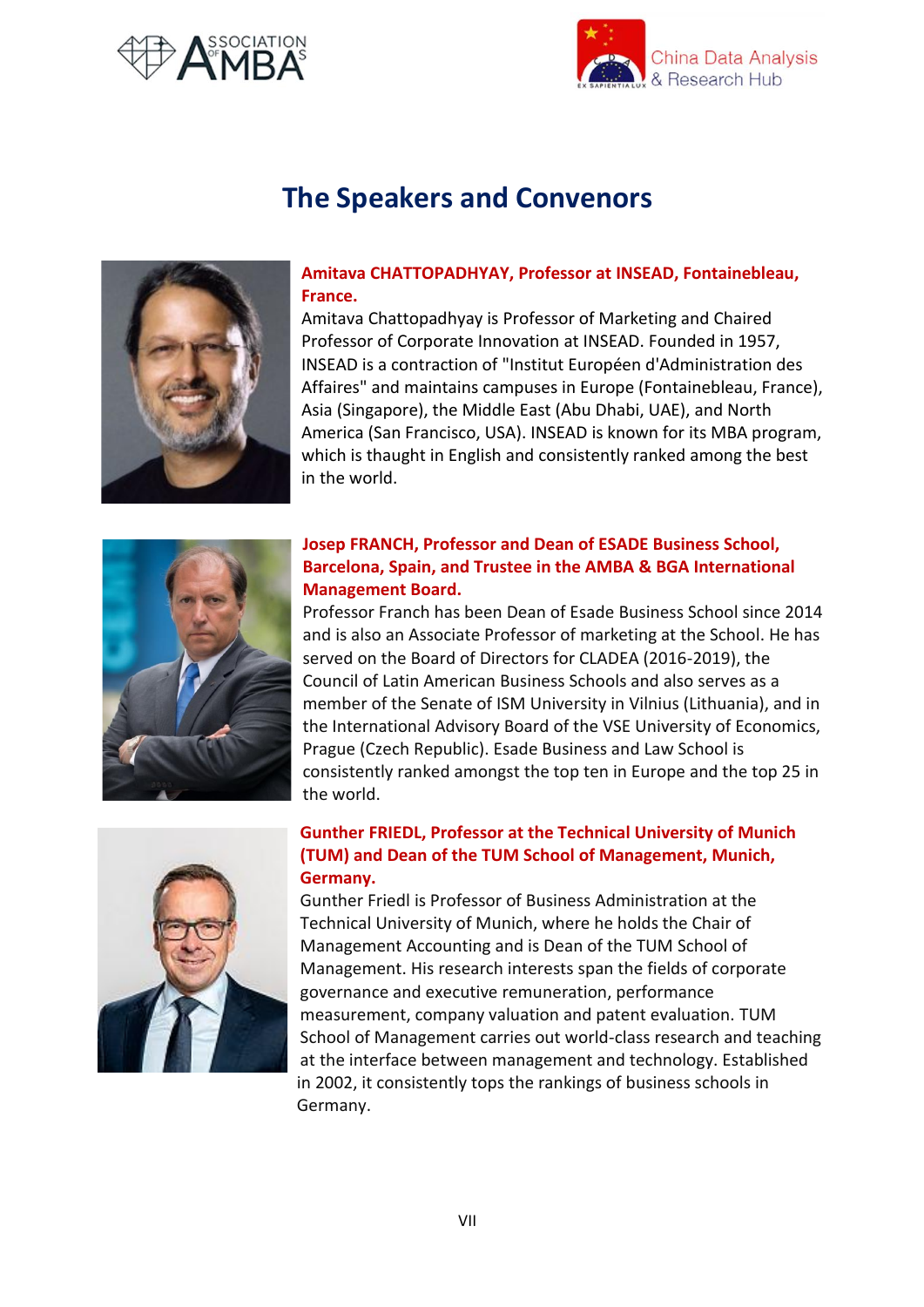# The Speakers and Convenors

**Amitava CHATTOPADHYAY, Professor at INSEAD, Fontainebleau, France.**

Amitava Chattopadhyay is Professor of Marketing and Chaired Professor of Corporate Innovation at INSEAD. Founded in 1957, INSEAD is a contraction of "Institut Européen d'Administration des Affaires" and maintains campuses in Europe (Fontainebleau, France), Asia (Singapore), the Middle East (Abu Dhabi, UAE), and North America (San Francisco, USA). INSEAD is known for its MBA program, which is thaught in English and consistently ranked among the best in the world.

**Josep FRANCH, Professor and Dean of ESADE Business School, Barcelona, Spain, and Trustee in the AMBA & BGA International Management Board.**

Professor Franch has been Dean of Esade Business School since 2014 and is also an Associate Professor of marketing at the School. He has served on the Board of Directors for CLADEA (2016-2019), the Council of Latin American Business Schools and also serves as a member of the Senate of ISM University in Vilnius (Lithuania), and in the International Advisory Board of the VSE University of Economics, Prague (Czech Republic). Esade Business and Law School is consistently ranked amongst the top ten in Europe and the top 25 in the world.

**Gunther FRIEDL, Professor at the Technical University of Munich (TUM) and Dean of the TUM School of Management, Munich, Germany.**

Gunther Friedl is Professor of Business Administration at the Technical University of Munich, where he holds the Chair of Management Accounting and is Dean of the TUM School of Management. His research interests span the fields of corporate governance and executive remuneration, performance measurement, company valuation and patent evaluation. TUM School of Management carries out world-class research and teaching at the interface between management and technology. Established in 2002, it consistently tops the rankings of business schools in Germany.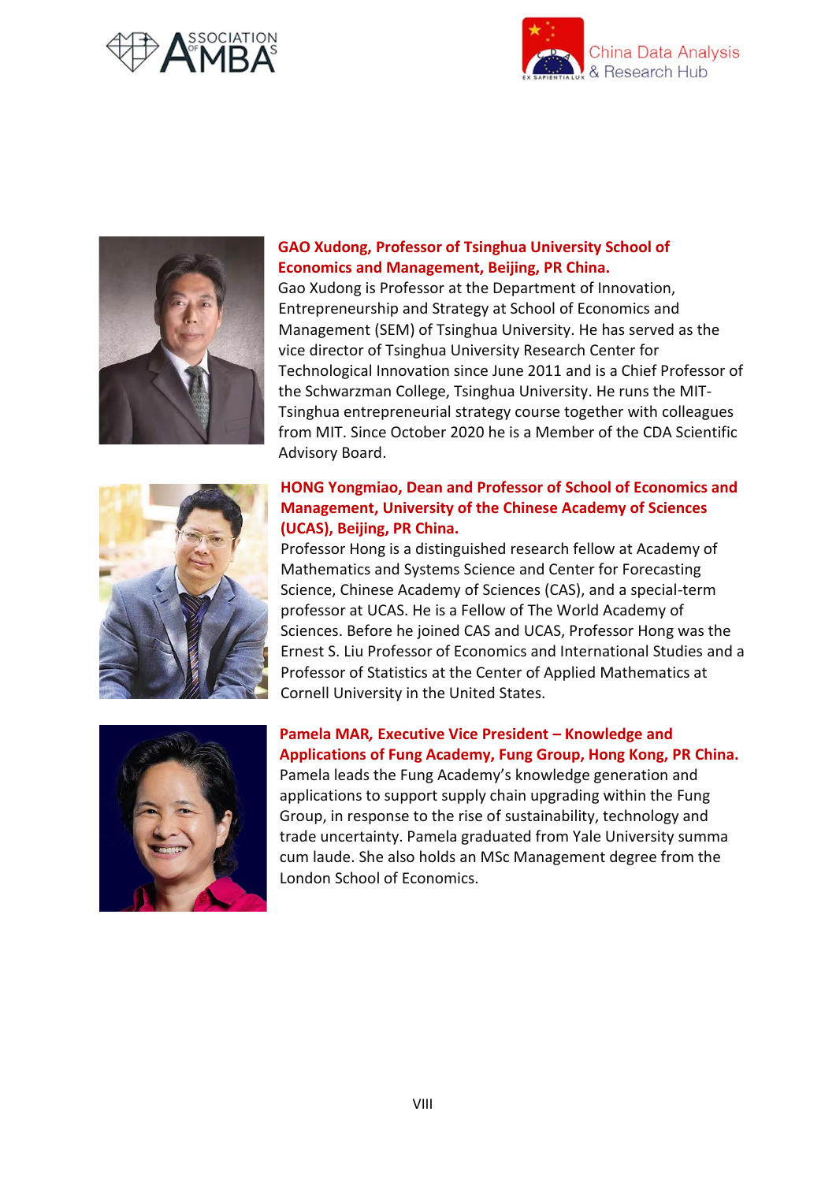**GAO Xudong, Professor of Tsinghua University School of Economics and Management, Beijing, PR China.**

Gao Xudong is Professor at the Department of Innovation, Entrepreneurship and Strategy at School of Economics and Management (SEM) of Tsinghua University. He has served as the vice director of Tsinghua University Research Center for Technological Innovation since June 2011 and is a Chief Professor of the Schwarzman College, Tsinghua University. He runs the MIT-Tsinghua entrepreneurial strategy course together with colleagues from MIT. Since October 2020 he is a Member of the CDA Scientific Advisory Board.

**HONG Yongmiao, Dean and Professor of School of Economics and Management, University of the Chinese Academy of Sciences (UCAS), Beijing, PR China.**

Professor Hong is a distinguished research fellow at Academy of Mathematics and Systems Science and Center for Forecasting Science, Chinese Academy of Sciences (CAS), and a special-term professor at UCAS. He is a Fellow of The World Academy of Sciences. Before he joined CAS and UCAS, Professor Hong was the Ernest S. Liu Professor of Economics and International Studies and a Professor of Statistics at the Center of Applied Mathematics at Cornell University in the United States.

**Pamela MAR, Executive Vice President – Knowledge and Applications of Fung Academy, Fung Group, Hong Kong, PR China.**

Pamela leads the Fung Academy's knowledge generation and applications to support supply chain upgrading within the Fung Group, in response to the rise of sustainability, technology and trade uncertainty. Pamela graduated from Yale University summa cum laude. She also holds an MSc Management degree from the London School of Economics.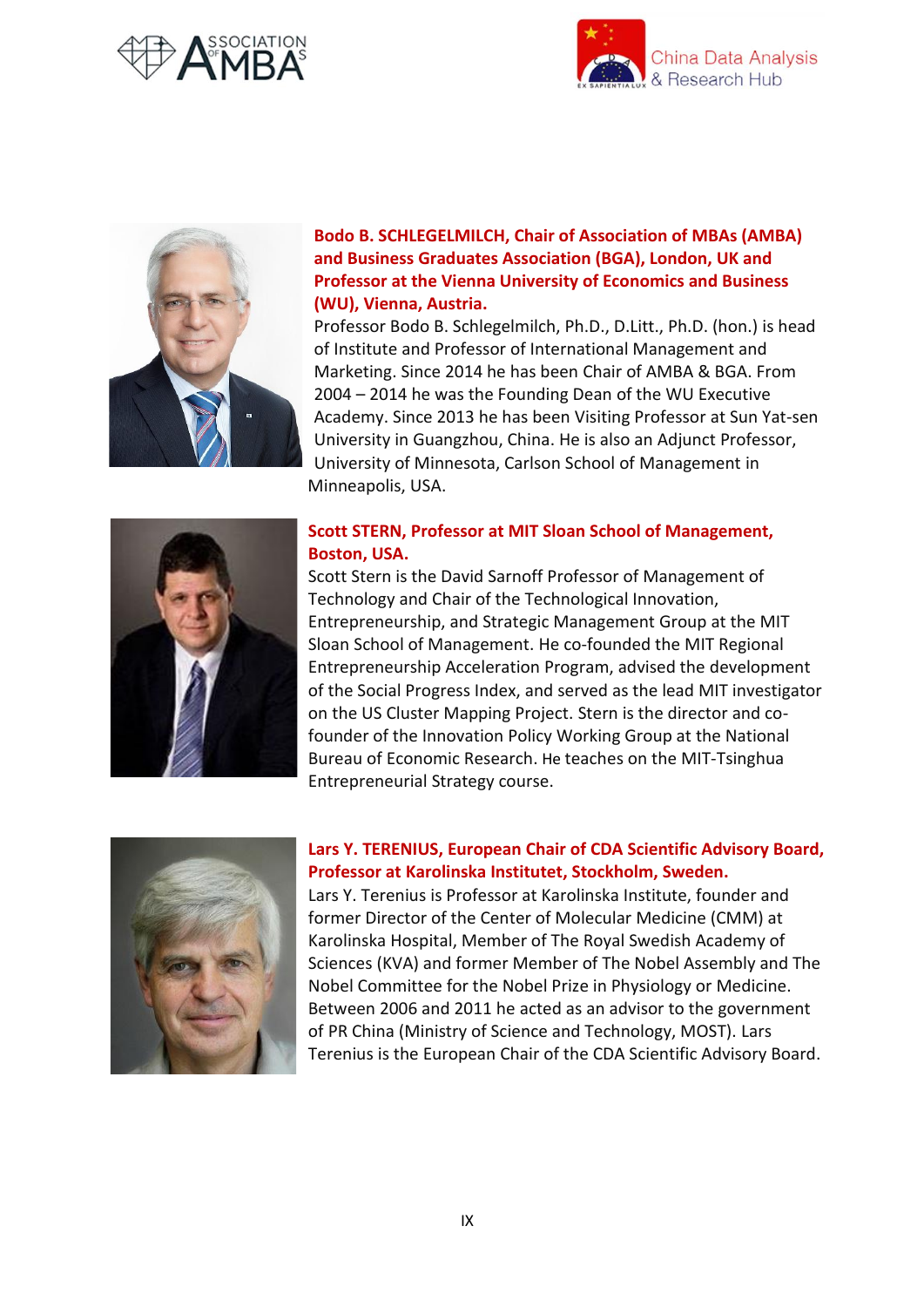**Bodo B. SCHLEGELMILCH, Chair of Association of MBAs (AMBA) and Business Graduates Association (BGA), London, UK and Professor at the Vienna University of Economics and Business (WU), Vienna, Austria.**

Professor Bodo B. Schlegelmilch, Ph.D., D.Litt., Ph.D. (hon.) is head of Institute and Professor of International Management and Marketing. Since 2014 he has been Chair of AMBA & BGA. From 2004 – 2014 he was the Founding Dean of the WU Executive Academy. Since 2013 he has been Visiting Professor at Sun Yat-sen University in Guangzhou, China. He is also an Adjunct Professor, University of Minnesota, Carlson School of Management in Minneapolis, USA.

**Scott STERN, Professor at MIT Sloan School of Management, Boston, USA.**

Scott Stern is the David Sarnoff Professor of Management of Technology and Chair of the Technological Innovation, Entrepreneurship, and Strategic Management Group at the MIT Sloan School of Management. He co-founded the MIT Regional Entrepreneurship Acceleration Program, advised the development of the Social Progress Index, and served as the lead MIT investigator on the US Cluster Mapping Project. Stern is the director and co-founder of the Innovation Policy Working Group at the National Bureau of Economic Research. He teaches on the MIT-Tsinghua Entrepreneurial Strategy course.

**Lars Y. TERENIUS, European Chair of CDA Scientific Advisory Board, Professor at Karolinska Institutet, Stockholm, Sweden.**

Lars Y. Terenius is Professor at Karolinska Institute, founder and former Director of the Center of Molecular Medicine (CMM) at Karolinska Hospital, Member of The Royal Swedish Academy of Sciences (KVA) and former Member of The Nobel Assembly and The Nobel Committee for the Nobel Prize in Physiology or Medicine. Between 2006 and 2011 he acted as an advisor to the government of PR China (Ministry of Science and Technology, MOST). Lars Terenius is the European Chair of the CDA Scientific Advisory Board.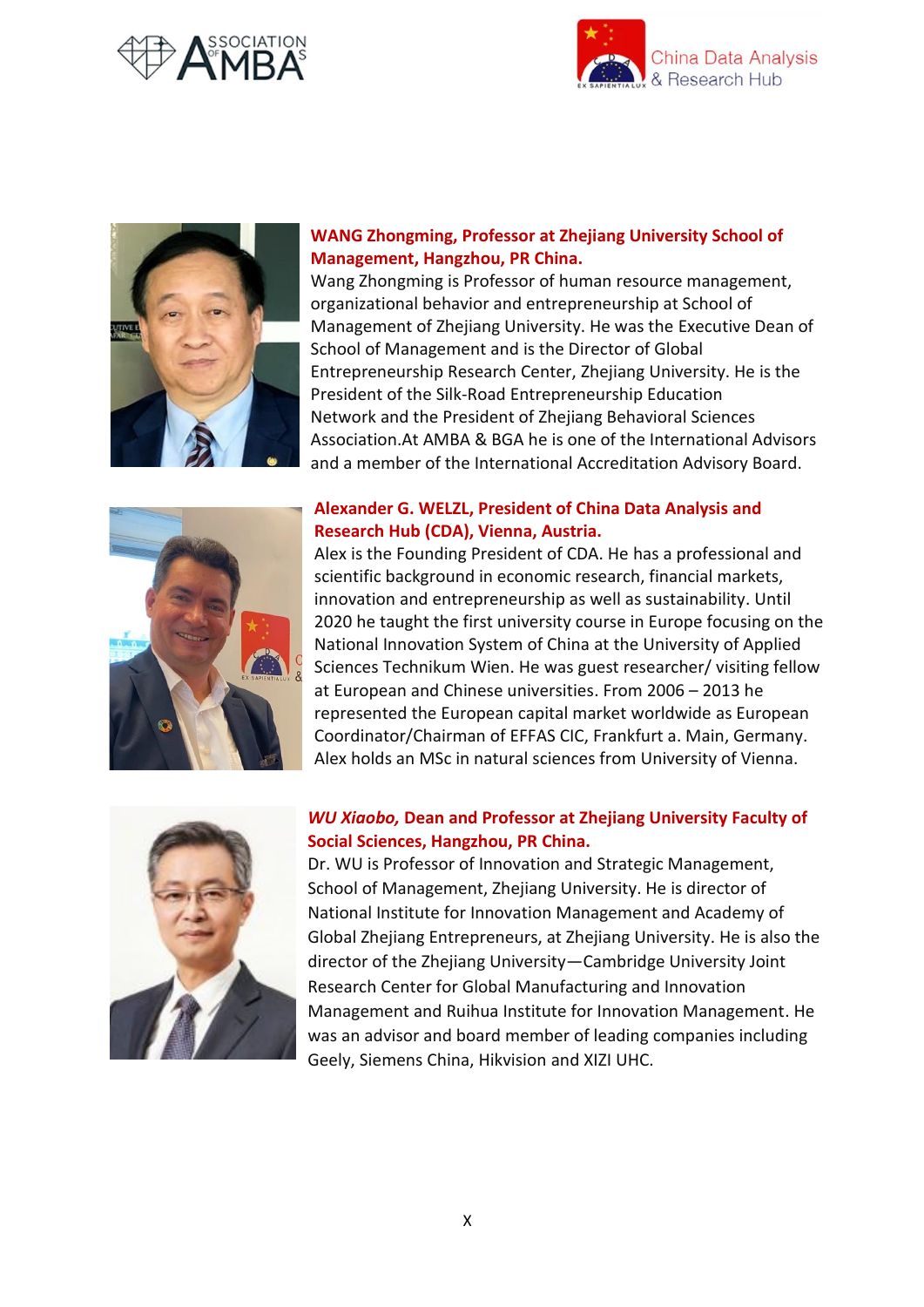**WANG Zhongming, Professor at Zhejiang University School of Management, Hangzhou, PR China.**

Wang Zhongming is Professor of human resource management, organizational behavior and entrepreneurship at School of Management of Zhejiang University. He was the Executive Dean of School of Management and is the Director of Global Entrepreneurship Research Center, Zhejiang University. He is the President of the Silk-Road Entrepreneurship Education Network and the President of Zhejiang Behavioral Sciences Association.At AMBA & BGA he is one of the International Advisors and a member of the International Accreditation Advisory Board.

**Alexander G. WELZL, President of China Data Analysis and Research Hub (CDA), Vienna, Austria.**

Alex is the Founding President of CDA. He has a professional and scientific background in economic research, financial markets, innovation and entrepreneurship as well as sustainability. Until 2020 he taught the first university course in Europe focusing on the National Innovation System of China at the University of Applied Sciences Technikum Wien. He was guest researcher/ visiting fellow at European and Chinese universities. From 2006 – 2013 he represented the European capital market worldwide as European Coordinator/Chairman of EFFAS CIC, Frankfurt a. Main, Germany. Alex holds an MSc in natural sciences from University of Vienna.

***WU Xiaobo,* Dean and Professor at Zhejiang University Faculty of Social Sciences, Hangzhou, PR China.**

Dr. WU is Professor of Innovation and Strategic Management, School of Management, Zhejiang University. He is director of National Institute for Innovation Management and Academy of Global Zhejiang Entrepreneurs, at Zhejiang University. He is also the director of the Zhejiang University—Cambridge University Joint Research Center for Global Manufacturing and Innovation Management and Ruihua Institute for Innovation Management. He was an advisor and board member of leading companies including Geely, Siemens China, Hikvision and XIZI UHC.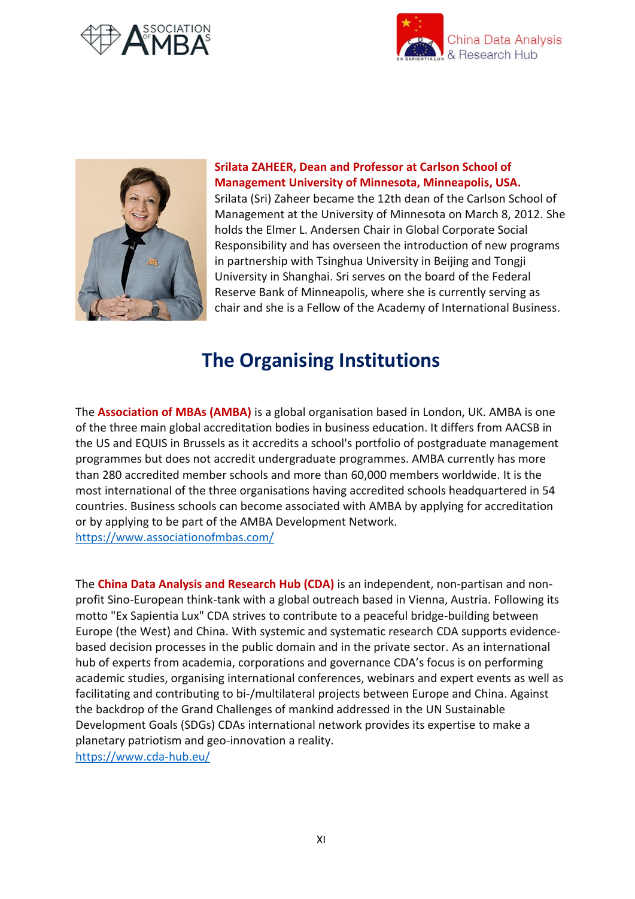**Srilata ZAHEER, Dean and Professor at Carlson School of Management University of Minnesota, Minneapolis, USA.**
Srilata (Sri) Zaheer became the 12th dean of the Carlson School of Management at the University of Minnesota on March 8, 2012. She holds the Elmer L. Andersen Chair in Global Corporate Social Responsibility and has overseen the introduction of new programs in partnership with Tsinghua University in Beijing and Tongji University in Shanghai. Sri serves on the board of the Federal Reserve Bank of Minneapolis, where she is currently serving as chair and she is a Fellow of the Academy of International Business.

# The Organising Institutions

The **Association of MBAs (AMBA)** is a global organisation based in London, UK. AMBA is one of the three main global accreditation bodies in business education. It differs from AACSB in the US and EQUIS in Brussels as it accredits a school's portfolio of postgraduate management programmes but does not accredit undergraduate programmes. AMBA currently has more than 280 accredited member schools and more than 60,000 members worldwide. It is the most international of the three organisations having accredited schools headquartered in 54 countries. Business schools can become associated with AMBA by applying for accreditation or by applying to be part of the AMBA Development Network.
https://www.associationofmbas.com/

The **China Data Analysis and Research Hub (CDA)** is an independent, non-partisan and non-profit Sino-European think-tank with a global outreach based in Vienna, Austria. Following its motto "Ex Sapientia Lux" CDA strives to contribute to a peaceful bridge-building between Europe (the West) and China. With systemic and systematic research CDA supports evidence-based decision processes in the public domain and in the private sector. As an international hub of experts from academia, corporations and governance CDA's focus is on performing academic studies, organising international conferences, webinars and expert events as well as facilitating and contributing to bi-/multilateral projects between Europe and China. Against the backdrop of the Grand Challenges of mankind addressed in the UN Sustainable Development Goals (SDGs) CDAs international network provides its expertise to make a planetary patriotism and geo-innovation a reality.
https://www.cda-hub.eu/